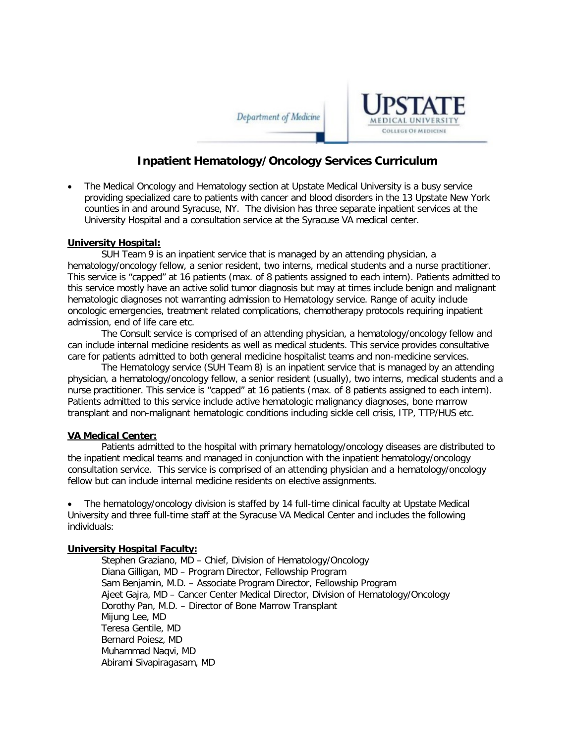Department of Medicine

**UPSTATE**
MEDICAL UNIVERSITY
COLLEGE OF MEDICINE

# Inpatient Hematology/Oncology Services Curriculum

- The Medical Oncology and Hematology section at Upstate Medical University is a busy service providing specialized care to patients with cancer and blood disorders in the 13 Upstate New York counties in and around Syracuse, NY. The division has three separate inpatient services at the University Hospital and a consultation service at the Syracuse VA medical center.

**University Hospital:**

SUH Team 9 is an inpatient service that is managed by an attending physician, a hematology/oncology fellow, a senior resident, two interns, medical students and a nurse practitioner. This service is "capped" at 16 patients (max. of 8 patients assigned to each intern). Patients admitted to this service mostly have an active solid tumor diagnosis but may at times include benign and malignant hematologic diagnoses not warranting admission to Hematology service. Range of acuity include oncologic emergencies, treatment related complications, chemotherapy protocols requiring inpatient admission, end of life care etc.

The Consult service is comprised of an attending physician, a hematology/oncology fellow and can include internal medicine residents as well as medical students. This service provides consultative care for patients admitted to both general medicine hospitalist teams and non-medicine services.

The Hematology service (SUH Team 8) is an inpatient service that is managed by an attending physician, a hematology/oncology fellow, a senior resident (usually), two interns, medical students and a nurse practitioner. This service is "capped" at 16 patients (max. of 8 patients assigned to each intern). Patients admitted to this service include active hematologic malignancy diagnoses, bone marrow transplant and non-malignant hematologic conditions including sickle cell crisis, ITP, TTP/HUS etc.

**VA Medical Center:**

Patients admitted to the hospital with primary hematology/oncology diseases are distributed to the inpatient medical teams and managed in conjunction with the inpatient hematology/oncology consultation service. This service is comprised of an attending physician and a hematology/oncology fellow but can include internal medicine residents on elective assignments.

- The hematology/oncology division is staffed by 14 full-time clinical faculty at Upstate Medical University and three full-time staff at the Syracuse VA Medical Center and includes the following individuals:

**University Hospital Faculty:**

Stephen Graziano, MD – Chief, Division of Hematology/Oncology
Diana Gilligan, MD – Program Director, Fellowship Program
Sam Benjamin, M.D. – Associate Program Director, Fellowship Program
Ajeet Gajra, MD – Cancer Center Medical Director, Division of Hematology/Oncology
Dorothy Pan, M.D. – Director of Bone Marrow Transplant
Mijung Lee, MD
Teresa Gentile, MD
Bernard Poiesz, MD
Muhammad Naqvi, MD
Abirami Sivapiragasam, MD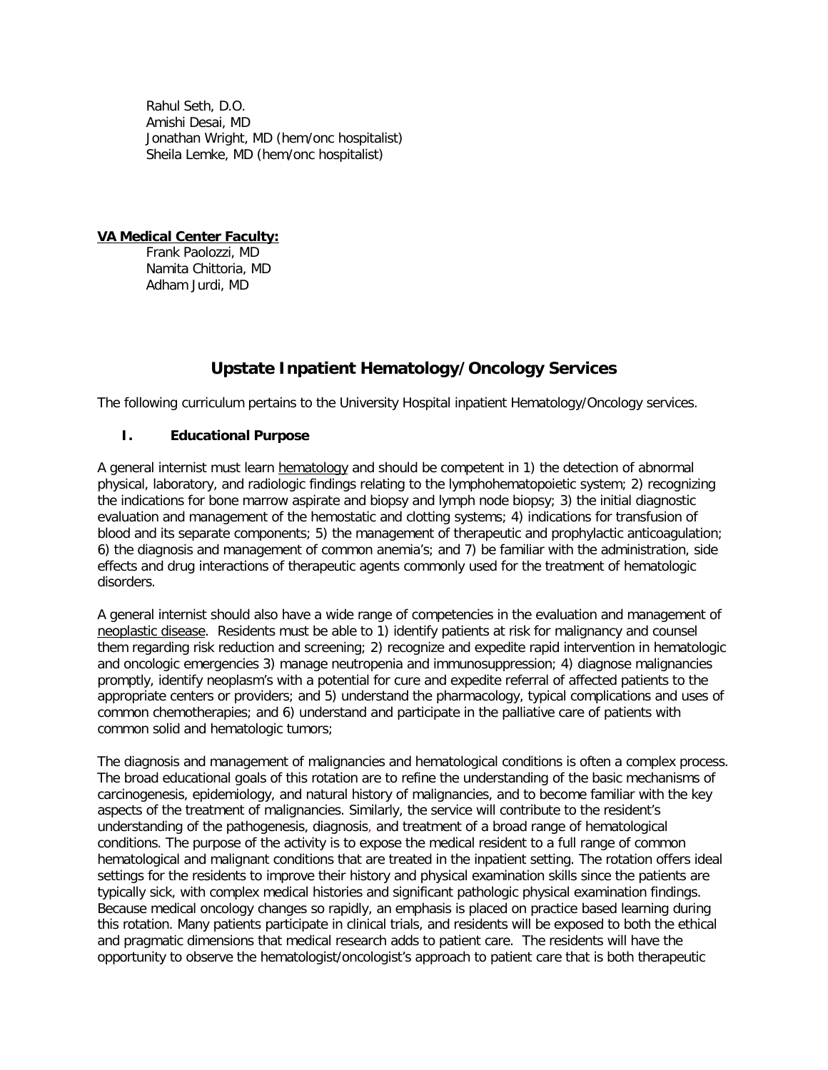Rahul Seth, D.O.
Amishi Desai, MD
Jonathan Wright, MD (hem/onc hospitalist)
Sheila Lemke, MD (hem/onc hospitalist)

**VA Medical Center Faculty:**

Frank Paolozzi, MD
Namita Chittoria, MD
Adham Jurdi, MD

## Upstate Inpatient Hematology/Oncology Services

The following curriculum pertains to the University Hospital inpatient Hematology/Oncology services.

### I. Educational Purpose

A general internist must learn hematology and should be competent in 1) the detection of abnormal physical, laboratory, and radiologic findings relating to the lymphohematopoietic system; 2) recognizing the indications for bone marrow aspirate and biopsy and lymph node biopsy; 3) the initial diagnostic evaluation and management of the hemostatic and clotting systems; 4) indications for transfusion of blood and its separate components; 5) the management of therapeutic and prophylactic anticoagulation; 6) the diagnosis and management of common anemia's; and 7) be familiar with the administration, side effects and drug interactions of therapeutic agents commonly used for the treatment of hematologic disorders.

A general internist should also have a wide range of competencies in the evaluation and management of neoplastic disease. Residents must be able to 1) identify patients at risk for malignancy and counsel them regarding risk reduction and screening; 2) recognize and expedite rapid intervention in hematologic and oncologic emergencies 3) manage neutropenia and immunosuppression; 4) diagnose malignancies promptly, identify neoplasm's with a potential for cure and expedite referral of affected patients to the appropriate centers or providers; and 5) understand the pharmacology, typical complications and uses of common chemotherapies; and 6) understand and participate in the palliative care of patients with common solid and hematologic tumors;

The diagnosis and management of malignancies and hematological conditions is often a complex process. The broad educational goals of this rotation are to refine the understanding of the basic mechanisms of carcinogenesis, epidemiology, and natural history of malignancies, and to become familiar with the key aspects of the treatment of malignancies. Similarly, the service will contribute to the resident's understanding of the pathogenesis, diagnosis, and treatment of a broad range of hematological conditions. The purpose of the activity is to expose the medical resident to a full range of common hematological and malignant conditions that are treated in the inpatient setting. The rotation offers ideal settings for the residents to improve their history and physical examination skills since the patients are typically sick, with complex medical histories and significant pathologic physical examination findings. Because medical oncology changes so rapidly, an emphasis is placed on practice based learning during this rotation. Many patients participate in clinical trials, and residents will be exposed to both the ethical and pragmatic dimensions that medical research adds to patient care. The residents will have the opportunity to observe the hematologist/oncologist's approach to patient care that is both therapeutic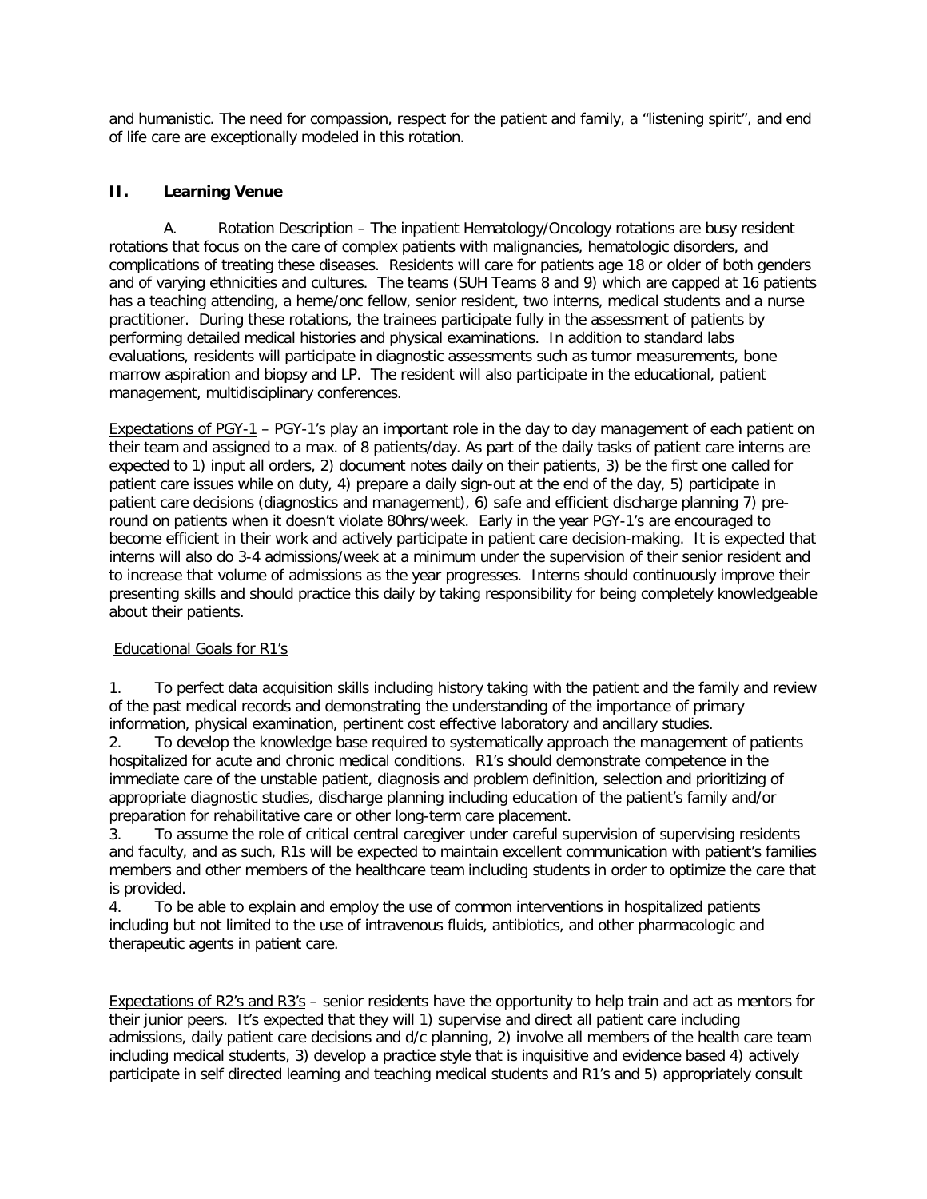and humanistic. The need for compassion, respect for the patient and family, a "listening spirit", and end of life care are exceptionally modeled in this rotation.

## II. Learning Venue

A. Rotation Description – The inpatient Hematology/Oncology rotations are busy resident rotations that focus on the care of complex patients with malignancies, hematologic disorders, and complications of treating these diseases. Residents will care for patients age 18 or older of both genders and of varying ethnicities and cultures. The teams (SUH Teams 8 and 9) which are capped at 16 patients has a teaching attending, a heme/onc fellow, senior resident, two interns, medical students and a nurse practitioner. During these rotations, the trainees participate fully in the assessment of patients by performing detailed medical histories and physical examinations. In addition to standard labs evaluations, residents will participate in diagnostic assessments such as tumor measurements, bone marrow aspiration and biopsy and LP. The resident will also participate in the educational, patient management, multidisciplinary conferences.

Expectations of PGY-1 – PGY-1's play an important role in the day to day management of each patient on their team and assigned to a max. of 8 patients/day. As part of the daily tasks of patient care interns are expected to 1) input all orders, 2) document notes daily on their patients, 3) be the first one called for patient care issues while on duty, 4) prepare a daily sign-out at the end of the day, 5) participate in patient care decisions (diagnostics and management), 6) safe and efficient discharge planning 7) pre-round on patients when it doesn't violate 80hrs/week. Early in the year PGY-1's are encouraged to become efficient in their work and actively participate in patient care decision-making. It is expected that interns will also do 3-4 admissions/week at a minimum under the supervision of their senior resident and to increase that volume of admissions as the year progresses. Interns should continuously improve their presenting skills and should practice this daily by taking responsibility for being completely knowledgeable about their patients.

Educational Goals for R1's

1. To perfect data acquisition skills including history taking with the patient and the family and review of the past medical records and demonstrating the understanding of the importance of primary information, physical examination, pertinent cost effective laboratory and ancillary studies.
2. To develop the knowledge base required to systematically approach the management of patients hospitalized for acute and chronic medical conditions. R1's should demonstrate competence in the immediate care of the unstable patient, diagnosis and problem definition, selection and prioritizing of appropriate diagnostic studies, discharge planning including education of the patient's family and/or preparation for rehabilitative care or other long-term care placement.
3. To assume the role of critical central caregiver under careful supervision of supervising residents and faculty, and as such, R1s will be expected to maintain excellent communication with patient's families members and other members of the healthcare team including students in order to optimize the care that is provided.
4. To be able to explain and employ the use of common interventions in hospitalized patients including but not limited to the use of intravenous fluids, antibiotics, and other pharmacologic and therapeutic agents in patient care.

Expectations of R2's and R3's – senior residents have the opportunity to help train and act as mentors for their junior peers. It's expected that they will 1) supervise and direct all patient care including admissions, daily patient care decisions and d/c planning, 2) involve all members of the health care team including medical students, 3) develop a practice style that is inquisitive and evidence based 4) actively participate in self directed learning and teaching medical students and R1's and 5) appropriately consult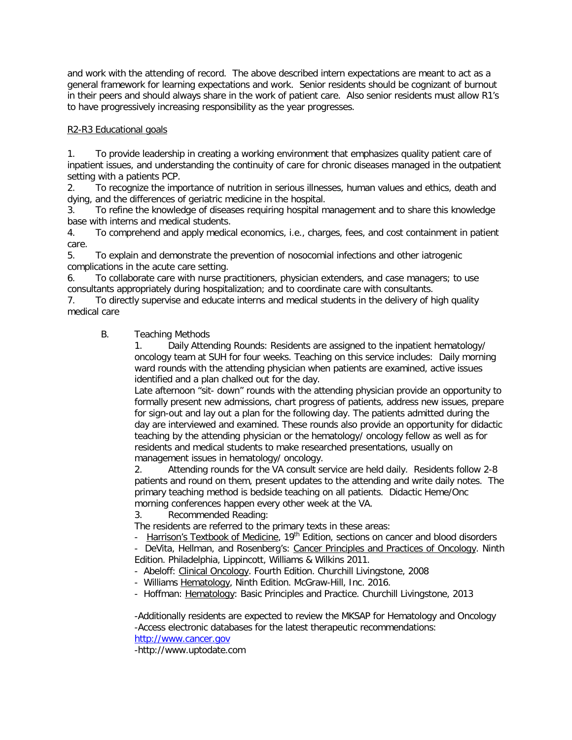and work with the attending of record. The above described intern expectations are meant to act as a general framework for learning expectations and work. Senior residents should be cognizant of burnout in their peers and should always share in the work of patient care. Also senior residents must allow R1's to have progressively increasing responsibility as the year progresses.

R2-R3 Educational goals

1. To provide leadership in creating a working environment that emphasizes quality patient care of inpatient issues, and understanding the continuity of care for chronic diseases managed in the outpatient setting with a patients PCP.
2. To recognize the importance of nutrition in serious illnesses, human values and ethics, death and dying, and the differences of geriatric medicine in the hospital.
3. To refine the knowledge of diseases requiring hospital management and to share this knowledge base with interns and medical students.
4. To comprehend and apply medical economics, i.e., charges, fees, and cost containment in patient care.
5. To explain and demonstrate the prevention of nosocomial infections and other iatrogenic complications in the acute care setting.
6. To collaborate care with nurse practitioners, physician extenders, and case managers; to use consultants appropriately during hospitalization; and to coordinate care with consultants.
7. To directly supervise and educate interns and medical students in the delivery of high quality medical care

B. Teaching Methods

1. Daily Attending Rounds: Residents are assigned to the inpatient hematology/ oncology team at SUH for four weeks. Teaching on this service includes: Daily morning ward rounds with the attending physician when patients are examined, active issues identified and a plan chalked out for the day.
Late afternoon "sit- down" rounds with the attending physician provide an opportunity to formally present new admissions, chart progress of patients, address new issues, prepare for sign-out and lay out a plan for the following day. The patients admitted during the day are interviewed and examined. These rounds also provide an opportunity for didactic teaching by the attending physician or the hematology/ oncology fellow as well as for residents and medical students to make researched presentations, usually on management issues in hematology/ oncology.
2. Attending rounds for the VA consult service are held daily. Residents follow 2-8 patients and round on them, present updates to the attending and write daily notes. The primary teaching method is bedside teaching on all patients. Didactic Heme/Onc morning conferences happen every other week at the VA.
3. Recommended Reading:
The residents are referred to the primary texts in these areas:
- Harrison's Textbook of Medicine, 19th Edition, sections on cancer and blood disorders
- DeVita, Hellman, and Rosenberg's: Cancer Principles and Practices of Oncology. Ninth Edition. Philadelphia, Lippincott, Williams & Wilkins 2011.
- Abeloff: Clinical Oncology. Fourth Edition. Churchill Livingstone, 2008
- Williams Hematology, Ninth Edition. McGraw-Hill, Inc. 2016.
- Hoffman: Hematology: Basic Principles and Practice. Churchill Livingstone, 2013

-Additionally residents are expected to review the MKSAP for Hematology and Oncology
-Access electronic databases for the latest therapeutic recommendations:
http://www.cancer.gov
-http://www.uptodate.com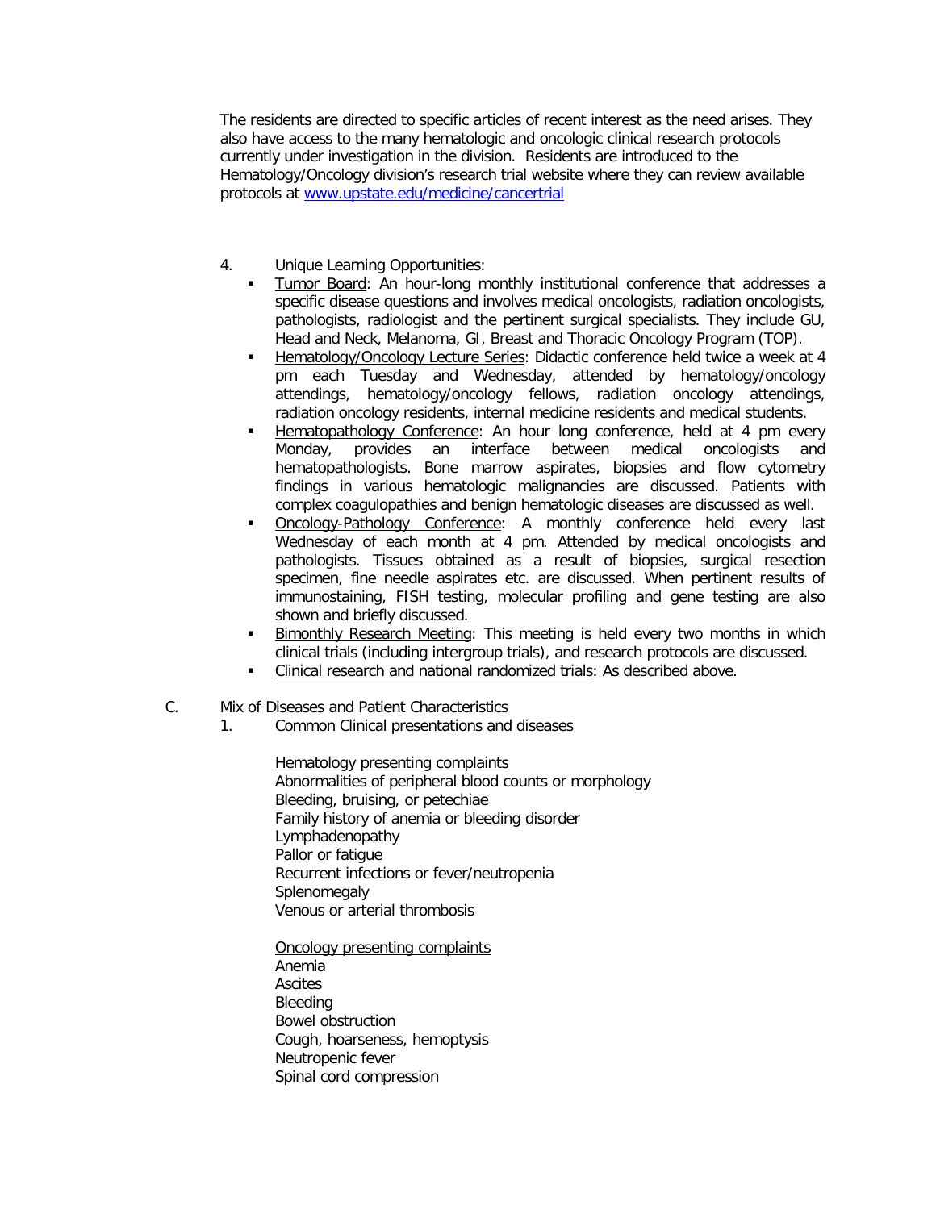The residents are directed to specific articles of recent interest as the need arises. They also have access to the many hematologic and oncologic clinical research protocols currently under investigation in the division. Residents are introduced to the Hematology/Oncology division's research trial website where they can review available protocols at [www.upstate.edu/medicine/cancertrial](http://www.upstate.edu/medicine/cancertrial)

4. Unique Learning Opportunities:
   - Tumor Board: An hour-long monthly institutional conference that addresses a specific disease questions and involves medical oncologists, radiation oncologists, pathologists, radiologist and the pertinent surgical specialists. They include GU, Head and Neck, Melanoma, GI, Breast and Thoracic Oncology Program (TOP).
   - Hematology/Oncology Lecture Series: Didactic conference held twice a week at 4 pm each Tuesday and Wednesday, attended by hematology/oncology attendings, hematology/oncology fellows, radiation oncology attendings, radiation oncology residents, internal medicine residents and medical students.
   - Hematopathology Conference: An hour long conference, held at 4 pm every Monday, provides an interface between medical oncologists and hematopathologists. Bone marrow aspirates, biopsies and flow cytometry findings in various hematologic malignancies are discussed. Patients with complex coagulopathies and benign hematologic diseases are discussed as well.
   - Oncology-Pathology Conference: A monthly conference held every last Wednesday of each month at 4 pm. Attended by medical oncologists and pathologists. Tissues obtained as a result of biopsies, surgical resection specimen, fine needle aspirates etc. are discussed. When pertinent results of immunostaining, FISH testing, molecular profiling and gene testing are also shown and briefly discussed.
   - Bimonthly Research Meeting: This meeting is held every two months in which clinical trials (including intergroup trials), and research protocols are discussed.
   - Clinical research and national randomized trials: As described above.

C. Mix of Diseases and Patient Characteristics

1. Common Clinical presentations and diseases

   Hematology presenting complaints
   Abnormalities of peripheral blood counts or morphology
   Bleeding, bruising, or petechiae
   Family history of anemia or bleeding disorder
   Lymphadenopathy
   Pallor or fatigue
   Recurrent infections or fever/neutropenia
   Splenomegaly
   Venous or arterial thrombosis

   Oncology presenting complaints
   Anemia
   Ascites
   Bleeding
   Bowel obstruction
   Cough, hoarseness, hemoptysis
   Neutropenic fever
   Spinal cord compression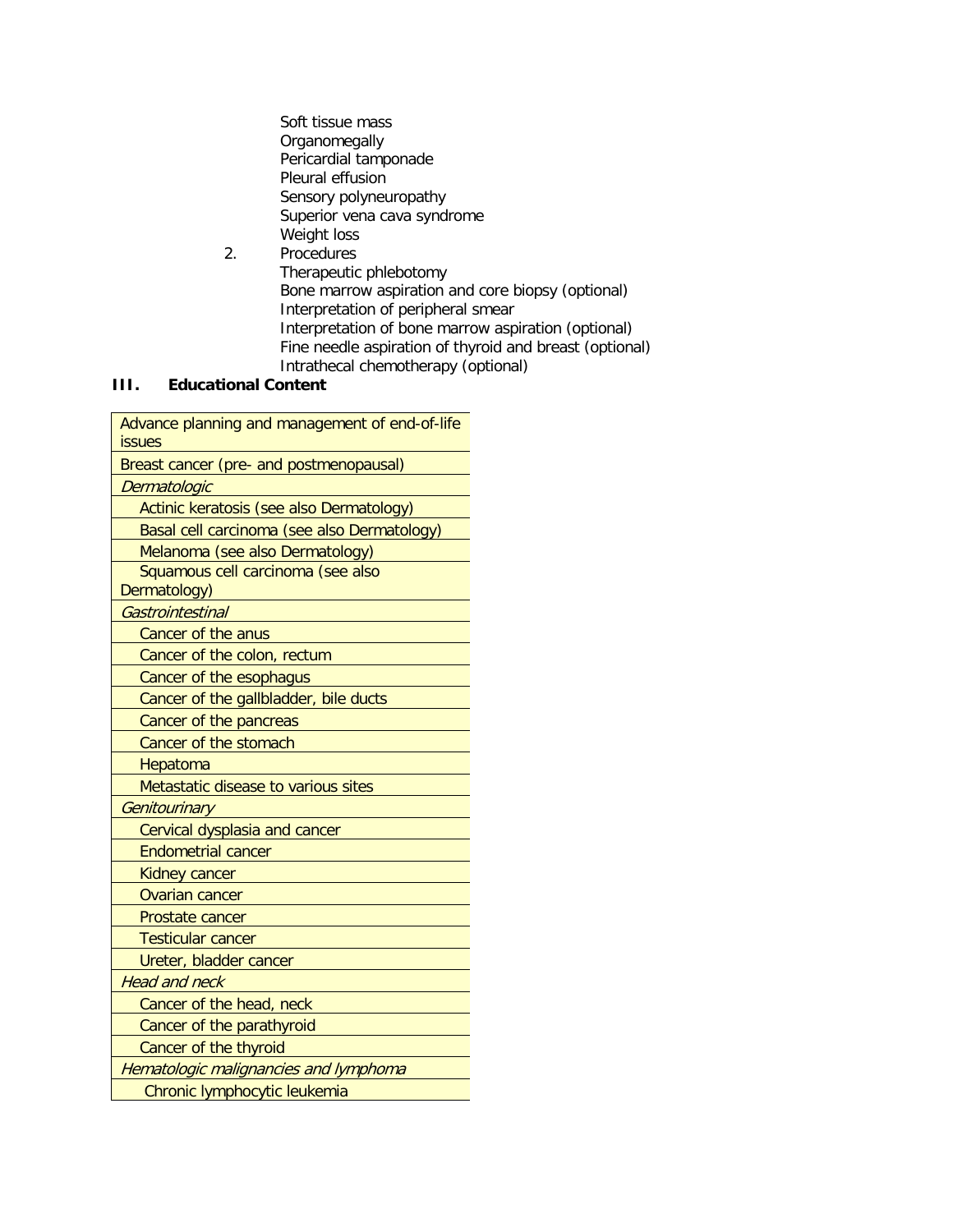Soft tissue mass
Organomegally
Pericardial tamponade
Pleural effusion
Sensory polyneuropathy
Superior vena cava syndrome
Weight loss

2. Procedures
   Therapeutic phlebotomy
   Bone marrow aspiration and core biopsy (optional)
   Interpretation of peripheral smear
   Interpretation of bone marrow aspiration (optional)
   Fine needle aspiration of thyroid and breast (optional)
   Intrathecal chemotherapy (optional)

## III. Educational Content

| Advance planning and management of end-of-life issues |
|---|
| Breast cancer (pre- and postmenopausal) |
| *Dermatologic* |
| Actinic keratosis (see also Dermatology) |
| Basal cell carcinoma (see also Dermatology) |
| Melanoma (see also Dermatology) |
| Squamous cell carcinoma (see also Dermatology) |
| *Gastrointestinal* |
| Cancer of the anus |
| Cancer of the colon, rectum |
| Cancer of the esophagus |
| Cancer of the gallbladder, bile ducts |
| Cancer of the pancreas |
| Cancer of the stomach |
| Hepatoma |
| Metastatic disease to various sites |
| *Genitourinary* |
| Cervical dysplasia and cancer |
| Endometrial cancer |
| Kidney cancer |
| Ovarian cancer |
| Prostate cancer |
| Testicular cancer |
| Ureter, bladder cancer |
| *Head and neck* |
| Cancer of the head, neck |
| Cancer of the parathyroid |
| Cancer of the thyroid |
| *Hematologic malignancies and lymphoma* |
| Chronic lymphocytic leukemia |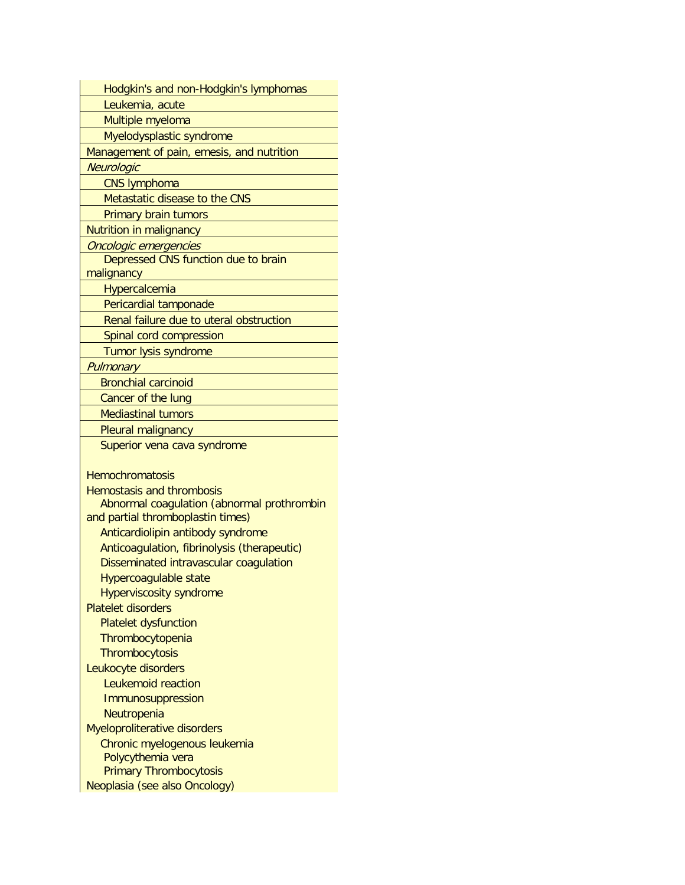- Hodgkin's and non-Hodgkin's lymphomas
- Leukemia, acute
- Multiple myeloma
- Myelodysplastic syndrome

Management of pain, emesis, and nutrition

*Neurologic*

- CNS lymphoma
- Metastatic disease to the CNS
- Primary brain tumors

Nutrition in malignancy

*Oncologic emergencies*

- Depressed CNS function due to brain malignancy
- Hypercalcemia
- Pericardial tamponade
- Renal failure due to uteral obstruction
- Spinal cord compression
- Tumor lysis syndrome

*Pulmonary*

- Bronchial carcinoid
- Cancer of the lung
- Mediastinal tumors
- Pleural malignancy
- Superior vena cava syndrome

Hemochromatosis

Hemostasis and thrombosis

- Abnormal coagulation (abnormal prothrombin and partial thromboplastin times)
- Anticardiolipin antibody syndrome
- Anticoagulation, fibrinolysis (therapeutic)
- Disseminated intravascular coagulation
- Hypercoagulable state
- Hyperviscosity syndrome

Platelet disorders

- Platelet dysfunction
- Thrombocytopenia
- Thrombocytosis

Leukocyte disorders

- Leukemoid reaction
- Immunosuppression
- Neutropenia

Myeloproliterative disorders

- Chronic myelogenous leukemia
- Polycythemia vera
- Primary Thrombocytosis

Neoplasia (see also Oncology)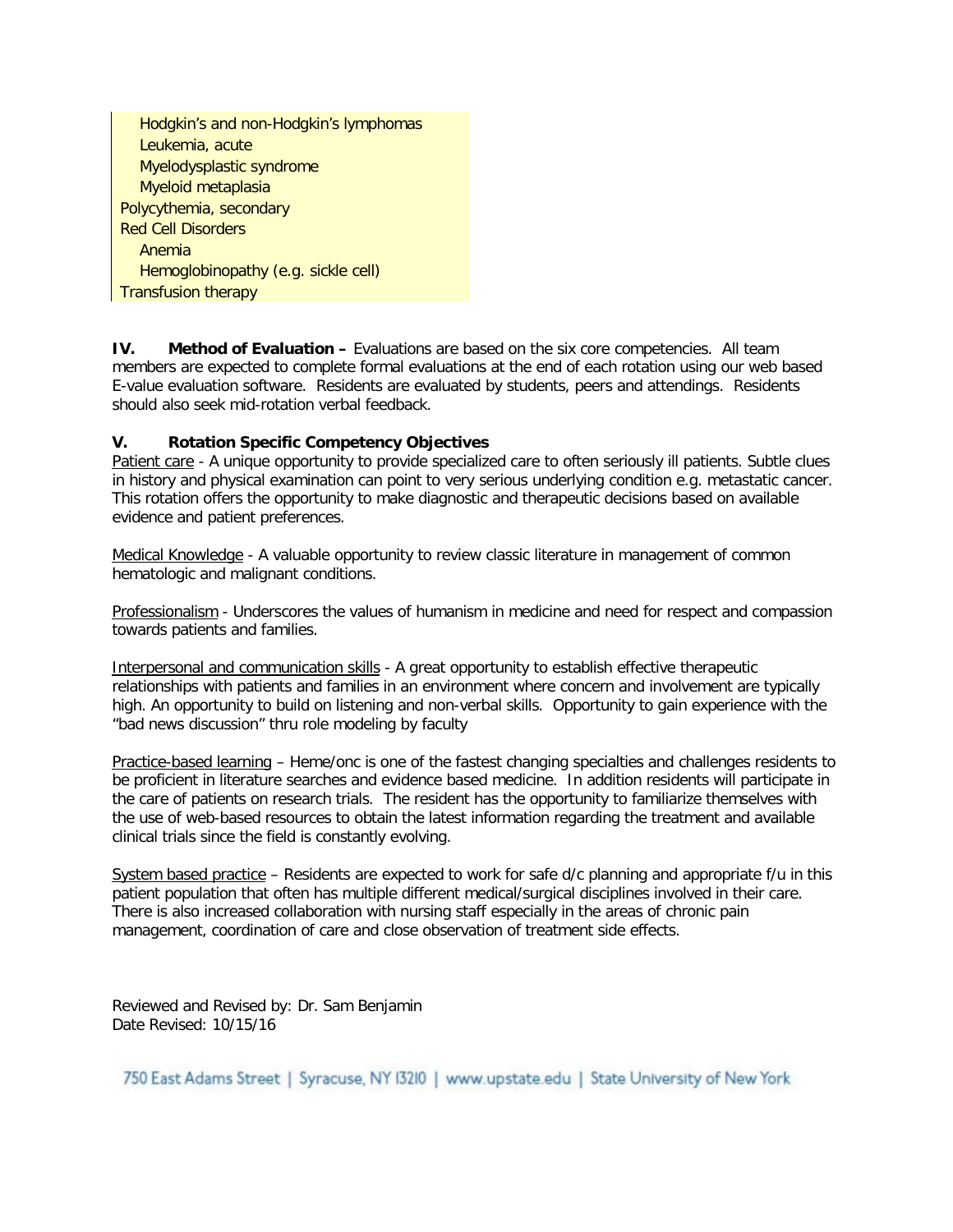- Hodgkin's and non-Hodgkin's lymphomas
- Leukemia, acute
- Myelodysplastic syndrome
- Myeloid metaplasia

Polycythemia, secondary

Red Cell Disorders

- Anemia
- Hemoglobinopathy (e.g. sickle cell)

Transfusion therapy

**IV. Method of Evaluation –** Evaluations are based on the six core competencies. All team members are expected to complete formal evaluations at the end of each rotation using our web based E-value evaluation software. Residents are evaluated by students, peers and attendings. Residents should also seek mid-rotation verbal feedback.

**V. Rotation Specific Competency Objectives**

Patient care - A unique opportunity to provide specialized care to often seriously ill patients. Subtle clues in history and physical examination can point to very serious underlying condition e.g. metastatic cancer. This rotation offers the opportunity to make diagnostic and therapeutic decisions based on available evidence and patient preferences.

Medical Knowledge - A valuable opportunity to review classic literature in management of common hematologic and malignant conditions.

Professionalism - Underscores the values of humanism in medicine and need for respect and compassion towards patients and families.

Interpersonal and communication skills - A great opportunity to establish effective therapeutic relationships with patients and families in an environment where concern and involvement are typically high. An opportunity to build on listening and non-verbal skills. Opportunity to gain experience with the "bad news discussion" thru role modeling by faculty

Practice-based learning – Heme/onc is one of the fastest changing specialties and challenges residents to be proficient in literature searches and evidence based medicine. In addition residents will participate in the care of patients on research trials. The resident has the opportunity to familiarize themselves with the use of web-based resources to obtain the latest information regarding the treatment and available clinical trials since the field is constantly evolving.

System based practice – Residents are expected to work for safe d/c planning and appropriate f/u in this patient population that often has multiple different medical/surgical disciplines involved in their care. There is also increased collaboration with nursing staff especially in the areas of chronic pain management, coordination of care and close observation of treatment side effects.

Reviewed and Revised by: Dr. Sam Benjamin
Date Revised: 10/15/16